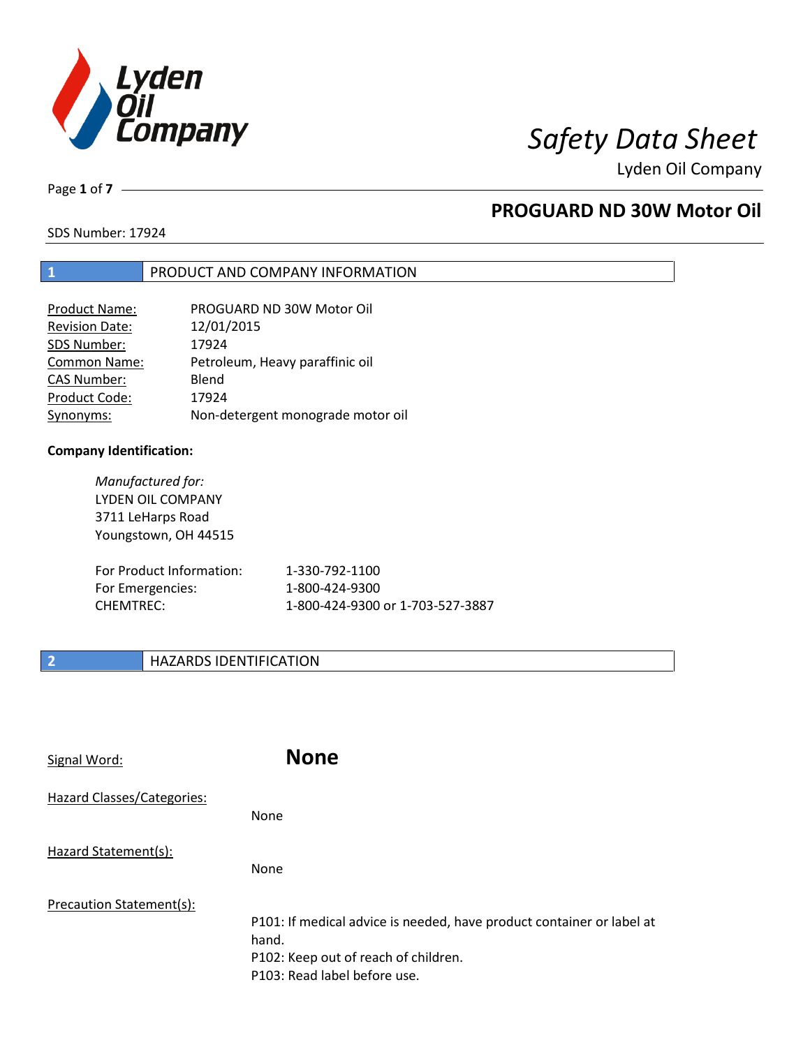# Safety Data Sheet

Lyden Oil Company

## PROGUARD ND 30W Motor Oil

SDS Number: 17924

## 1 PRODUCT AND COMPANY INFORMATION

| | |
|---|---|
| Product Name: | PROGUARD ND 30W Motor Oil |
| Revision Date: | 12/01/2015 |
| SDS Number: | 17924 |
| Common Name: | Petroleum, Heavy paraffinic oil |
| CAS Number: | Blend |
| Product Code: | 17924 |
| Synonyms: | Non-detergent monograde motor oil |

**Company Identification:**

*Manufactured for:*
LYDEN OIL COMPANY
3711 LeHarps Road
Youngstown, OH 44515

| | |
|---|---|
| For Product Information: | 1-330-792-1100 |
| For Emergencies: | 1-800-424-9300 |
| CHEMTREC: | 1-800-424-9300 or 1-703-527-3887 |

## 2 HAZARDS IDENTIFICATION

Signal Word: **None**

Hazard Classes/Categories:

None

Hazard Statement(s):

None

Precaution Statement(s):

P101: If medical advice is needed, have product container or label at hand.
P102: Keep out of reach of children.
P103: Read label before use.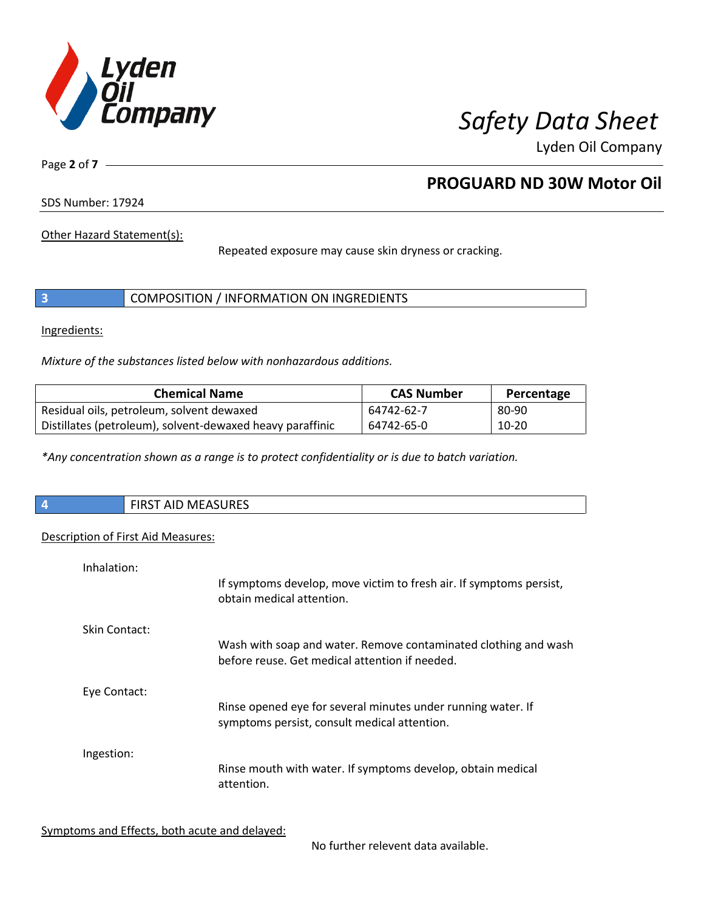Other Hazard Statement(s):

Repeated exposure may cause skin dryness or cracking.

## 3 COMPOSITION / INFORMATION ON INGREDIENTS

Ingredients:

*Mixture of the substances listed below with nonhazardous additions.*

| Chemical Name | CAS Number | Percentage |
|---|---|---|
| Residual oils, petroleum, solvent dewaxed | 64742-62-7 | 80-90 |
| Distillates (petroleum), solvent-dewaxed heavy paraffinic | 64742-65-0 | 10-20 |

*\*Any concentration shown as a range is to protect confidentiality or is due to batch variation.*

## 4 FIRST AID MEASURES

Description of First Aid Measures:

Inhalation:

If symptoms develop, move victim to fresh air. If symptoms persist, obtain medical attention.

Skin Contact:

Wash with soap and water. Remove contaminated clothing and wash before reuse. Get medical attention if needed.

Eye Contact:

Rinse opened eye for several minutes under running water. If symptoms persist, consult medical attention.

Ingestion:

Rinse mouth with water. If symptoms develop, obtain medical attention.

Symptoms and Effects, both acute and delayed:

No further relevent data available.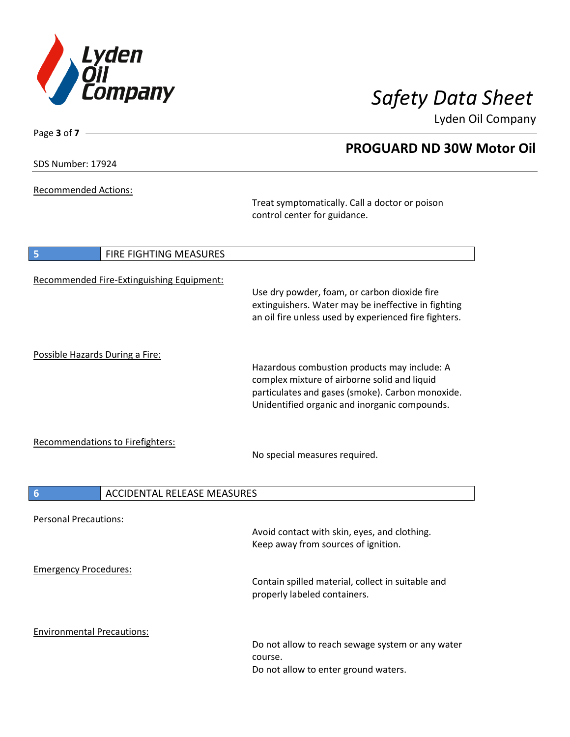**Recommended Actions:**

Treat symptomatically. Call a doctor or poison control center for guidance.

## 5 FIRE FIGHTING MEASURES

**Recommended Fire-Extinguishing Equipment:**

Use dry powder, foam, or carbon dioxide fire extinguishers. Water may be ineffective in fighting an oil fire unless used by experienced fire fighters.

**Possible Hazards During a Fire:**

Hazardous combustion products may include: A complex mixture of airborne solid and liquid particulates and gases (smoke). Carbon monoxide. Unidentified organic and inorganic compounds.

**Recommendations to Firefighters:**

No special measures required.

## 6 ACCIDENTAL RELEASE MEASURES

**Personal Precautions:**

Avoid contact with skin, eyes, and clothing.
Keep away from sources of ignition.

**Emergency Procedures:**

Contain spilled material, collect in suitable and properly labeled containers.

**Environmental Precautions:**

Do not allow to reach sewage system or any water course.
Do not allow to enter ground waters.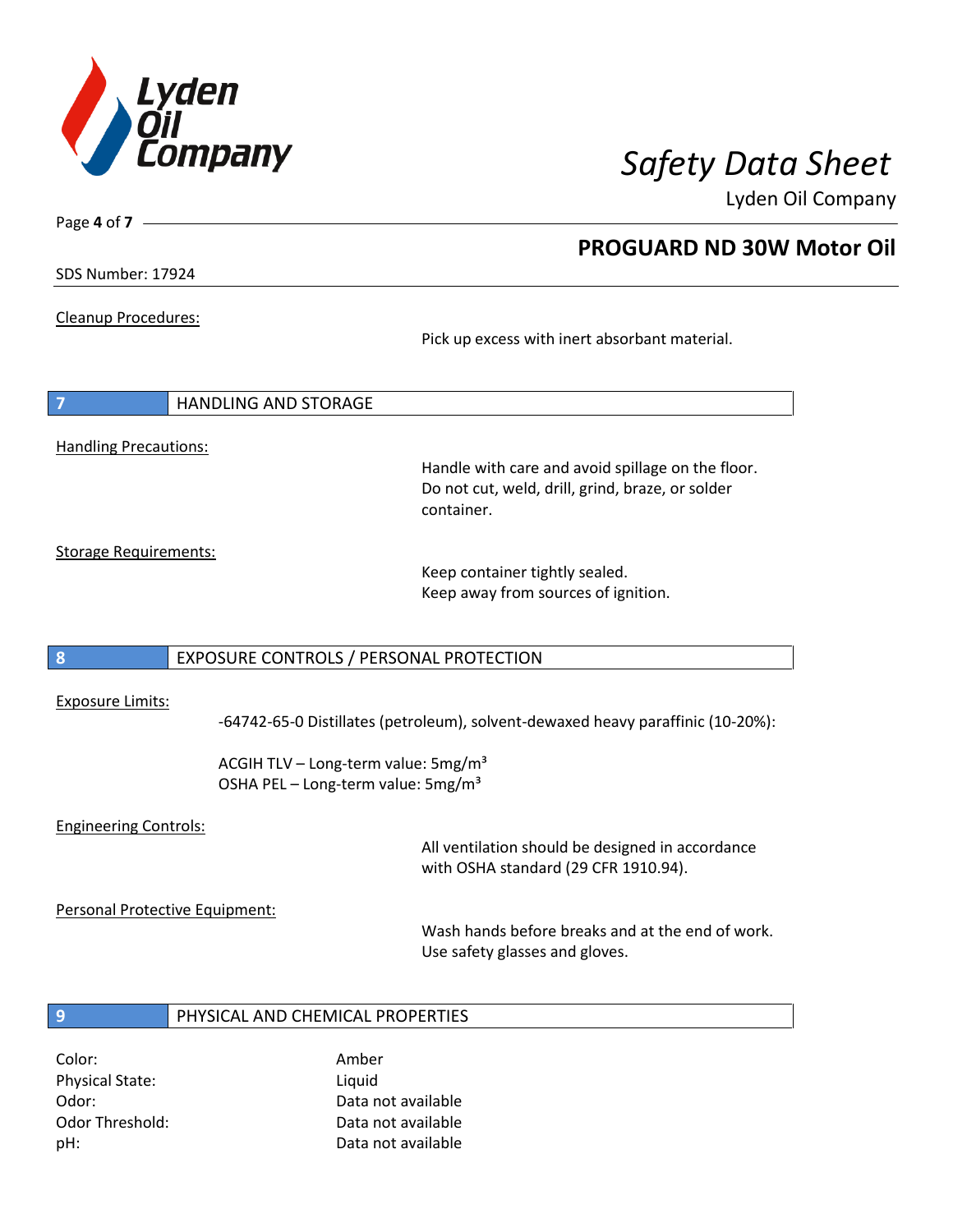Cleanup Procedures:

Pick up excess with inert absorbant material.

## 7 HANDLING AND STORAGE

Handling Precautions:

Handle with care and avoid spillage on the floor.
Do not cut, weld, drill, grind, braze, or solder container.

Storage Requirements:

Keep container tightly sealed.
Keep away from sources of ignition.

## 8 EXPOSURE CONTROLS / PERSONAL PROTECTION

Exposure Limits:

-64742-65-0 Distillates (petroleum), solvent-dewaxed heavy paraffinic (10-20%):

ACGIH TLV – Long-term value: 5mg/m³
OSHA PEL – Long-term value: 5mg/m³

Engineering Controls:

All ventilation should be designed in accordance with OSHA standard (29 CFR 1910.94).

Personal Protective Equipment:

Wash hands before breaks and at the end of work.
Use safety glasses and gloves.

## 9 PHYSICAL AND CHEMICAL PROPERTIES

| | |
|---|---|
| Color: | Amber |
| Physical State: | Liquid |
| Odor: | Data not available |
| Odor Threshold: | Data not available |
| pH: | Data not available |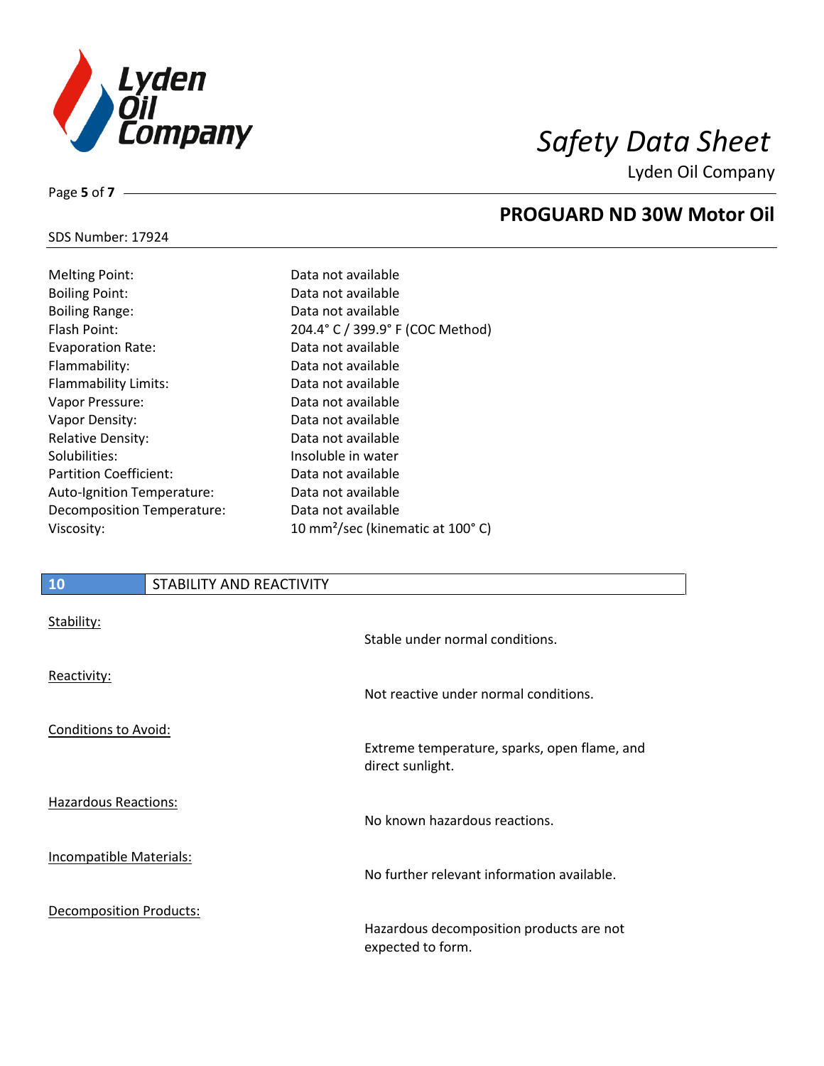| | |
|---|---|
| Melting Point: | Data not available |
| Boiling Point: | Data not available |
| Boiling Range: | Data not available |
| Flash Point: | 204.4° C / 399.9° F (COC Method) |
| Evaporation Rate: | Data not available |
| Flammability: | Data not available |
| Flammability Limits: | Data not available |
| Vapor Pressure: | Data not available |
| Vapor Density: | Data not available |
| Relative Density: | Data not available |
| Solubilities: | Insoluble in water |
| Partition Coefficient: | Data not available |
| Auto-Ignition Temperature: | Data not available |
| Decomposition Temperature: | Data not available |
| Viscosity: | 10 $mm^2$/sec (kinematic at 100° C) |

## 10 STABILITY AND REACTIVITY

Stability:

Stable under normal conditions.

Reactivity:

Not reactive under normal conditions.

Conditions to Avoid:

Extreme temperature, sparks, open flame, and direct sunlight.

Hazardous Reactions:

No known hazardous reactions.

Incompatible Materials:

No further relevant information available.

Decomposition Products:

Hazardous decomposition products are not expected to form.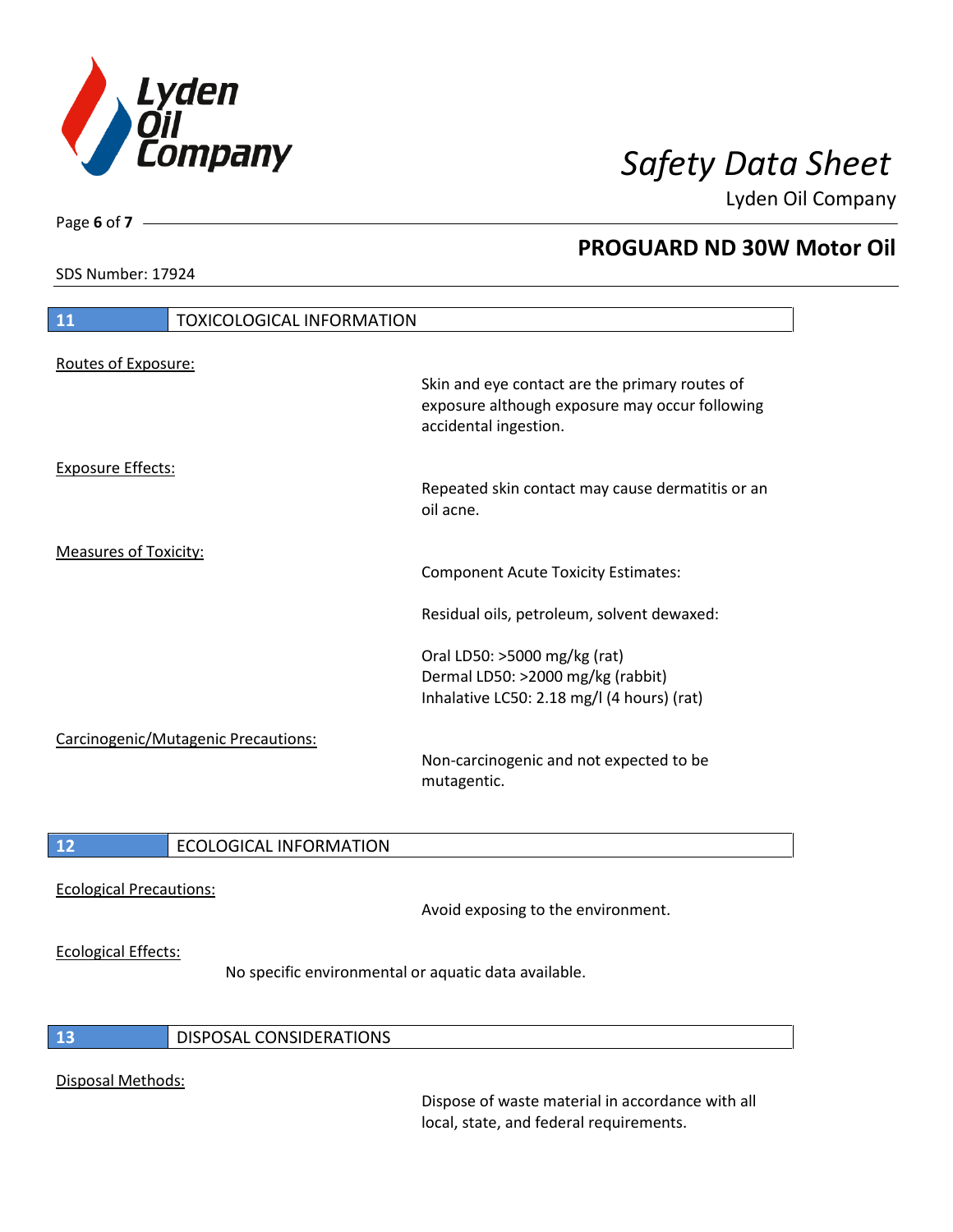## 11 TOXICOLOGICAL INFORMATION

Routes of Exposure:

Skin and eye contact are the primary routes of exposure although exposure may occur following accidental ingestion.

Exposure Effects:

Repeated skin contact may cause dermatitis or an oil acne.

Measures of Toxicity:

Component Acute Toxicity Estimates:

Residual oils, petroleum, solvent dewaxed:

Oral LD50: >5000 mg/kg (rat)
Dermal LD50: >2000 mg/kg (rabbit)
Inhalative LC50: 2.18 mg/l (4 hours) (rat)

Carcinogenic/Mutagenic Precautions:

Non-carcinogenic and not expected to be mutagentic.

## 12 ECOLOGICAL INFORMATION

Ecological Precautions:

Avoid exposing to the environment.

Ecological Effects:

No specific environmental or aquatic data available.

## 13 DISPOSAL CONSIDERATIONS

Disposal Methods:

Dispose of waste material in accordance with all local, state, and federal requirements.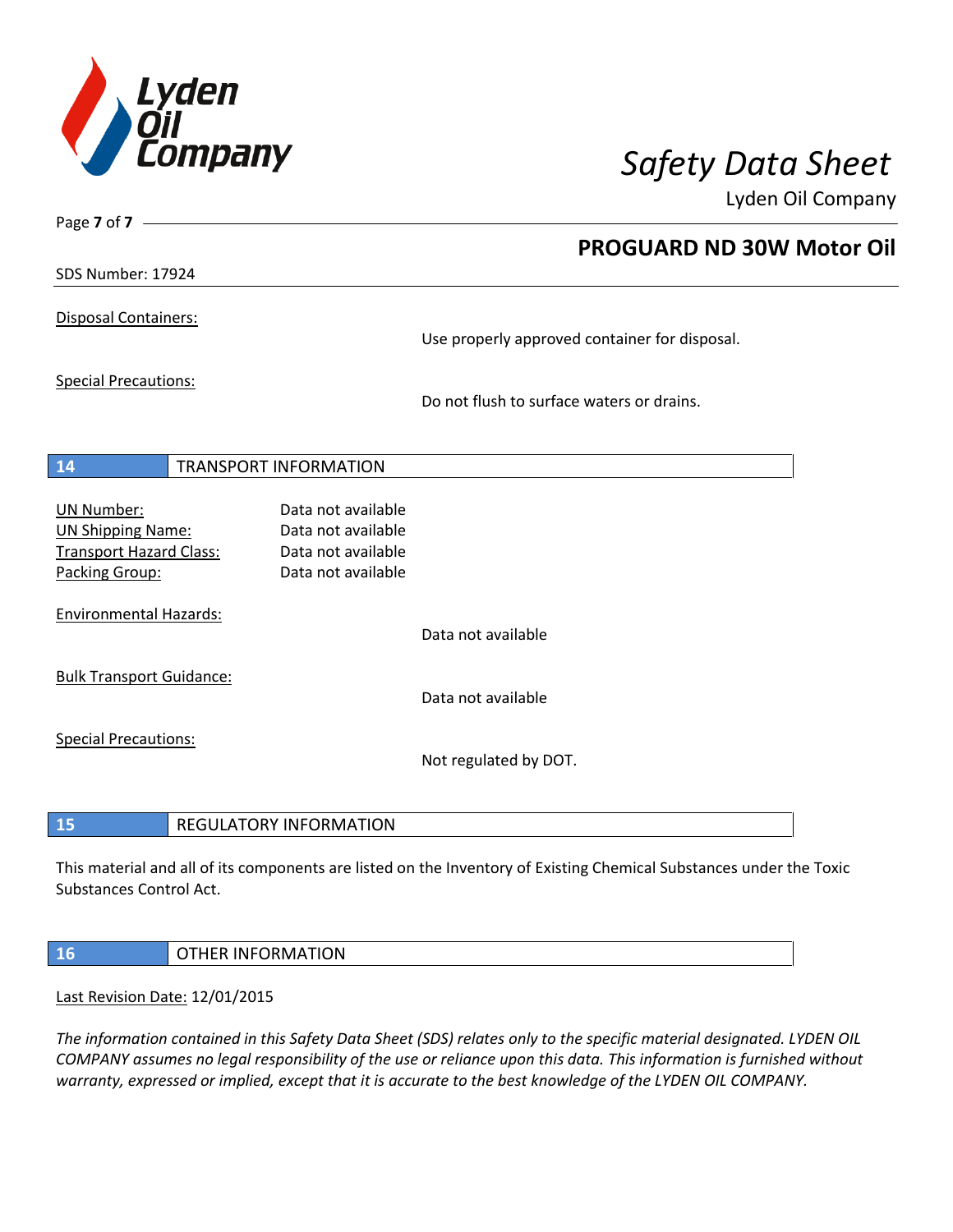Disposal Containers:

Use properly approved container for disposal.

Special Precautions:

Do not flush to surface waters or drains.

## 14 TRANSPORT INFORMATION

| | |
|---|---|
| UN Number: | Data not available |
| UN Shipping Name: | Data not available |
| Transport Hazard Class: | Data not available |
| Packing Group: | Data not available |

Environmental Hazards:

Data not available

Bulk Transport Guidance:

Data not available

Special Precautions:

Not regulated by DOT.

## 15 REGULATORY INFORMATION

This material and all of its components are listed on the Inventory of Existing Chemical Substances under the Toxic Substances Control Act.

## 16 OTHER INFORMATION

Last Revision Date: 12/01/2015

*The information contained in this Safety Data Sheet (SDS) relates only to the specific material designated. LYDEN OIL COMPANY assumes no legal responsibility of the use or reliance upon this data. This information is furnished without warranty, expressed or implied, except that it is accurate to the best knowledge of the LYDEN OIL COMPANY.*